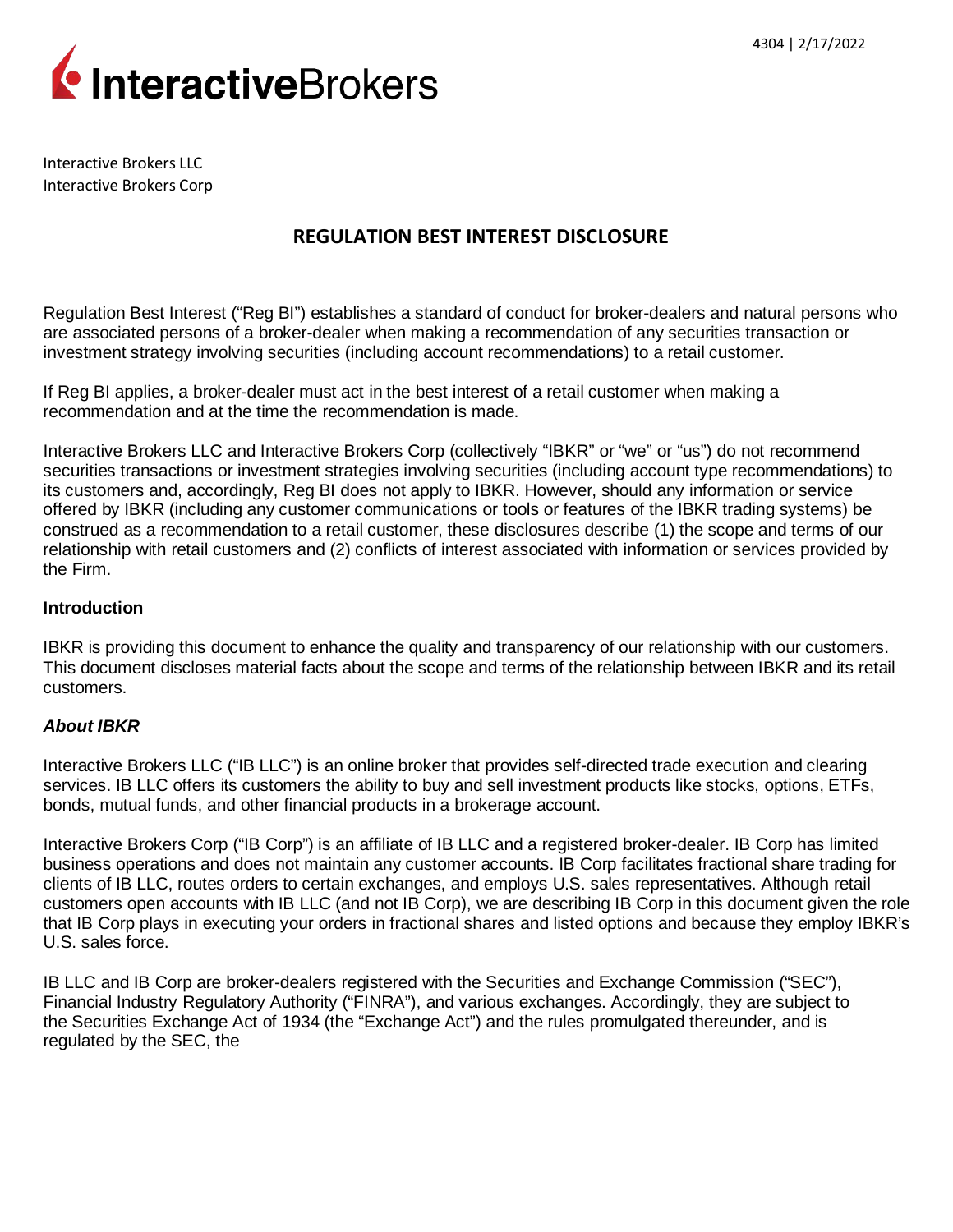Interactive Brokers LLC
Interactive Brokers Corp

# REGULATION BEST INTEREST DISCLOSURE

Regulation Best Interest ("Reg BI") establishes a standard of conduct for broker-dealers and natural persons who are associated persons of a broker-dealer when making a recommendation of any securities transaction or investment strategy involving securities (including account recommendations) to a retail customer.

If Reg BI applies, a broker-dealer must act in the best interest of a retail customer when making a recommendation and at the time the recommendation is made.

Interactive Brokers LLC and Interactive Brokers Corp (collectively "IBKR" or "we" or "us") do not recommend securities transactions or investment strategies involving securities (including account type recommendations) to its customers and, accordingly, Reg BI does not apply to IBKR. However, should any information or service offered by IBKR (including any customer communications or tools or features of the IBKR trading systems) be construed as a recommendation to a retail customer, these disclosures describe (1) the scope and terms of our relationship with retail customers and (2) conflicts of interest associated with information or services provided by the Firm.

## Introduction

IBKR is providing this document to enhance the quality and transparency of our relationship with our customers. This document discloses material facts about the scope and terms of the relationship between IBKR and its retail customers.

### *About IBKR*

Interactive Brokers LLC ("IB LLC") is an online broker that provides self-directed trade execution and clearing services. IB LLC offers its customers the ability to buy and sell investment products like stocks, options, ETFs, bonds, mutual funds, and other financial products in a brokerage account.

Interactive Brokers Corp ("IB Corp") is an affiliate of IB LLC and a registered broker-dealer. IB Corp has limited business operations and does not maintain any customer accounts. IB Corp facilitates fractional share trading for clients of IB LLC, routes orders to certain exchanges, and employs U.S. sales representatives. Although retail customers open accounts with IB LLC (and not IB Corp), we are describing IB Corp in this document given the role that IB Corp plays in executing your orders in fractional shares and listed options and because they employ IBKR's U.S. sales force.

IB LLC and IB Corp are broker-dealers registered with the Securities and Exchange Commission ("SEC"), Financial Industry Regulatory Authority ("FINRA"), and various exchanges. Accordingly, they are subject to the Securities Exchange Act of 1934 (the "Exchange Act") and the rules promulgated thereunder, and is regulated by the SEC, the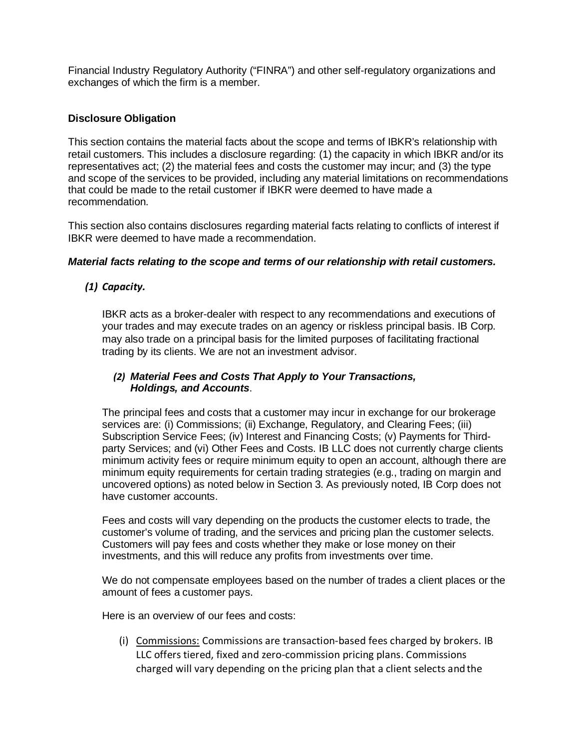Financial Industry Regulatory Authority ("FINRA") and other self-regulatory organizations and exchanges of which the firm is a member.

### Disclosure Obligation

This section contains the material facts about the scope and terms of IBKR's relationship with retail customers. This includes a disclosure regarding: (1) the capacity in which IBKR and/or its representatives act; (2) the material fees and costs the customer may incur; and (3) the type and scope of the services to be provided, including any material limitations on recommendations that could be made to the retail customer if IBKR were deemed to have made a recommendation.

This section also contains disclosures regarding material facts relating to conflicts of interest if IBKR were deemed to have made a recommendation.

***Material facts relating to the scope and terms of our relationship with retail customers.***

***(1) Capacity.***

IBKR acts as a broker-dealer with respect to any recommendations and executions of your trades and may execute trades on an agency or riskless principal basis. IB Corp. may also trade on a principal basis for the limited purposes of facilitating fractional trading by its clients. We are not an investment advisor.

***(2) Material Fees and Costs That Apply to Your Transactions, Holdings, and Accounts***.

The principal fees and costs that a customer may incur in exchange for our brokerage services are: (i) Commissions; (ii) Exchange, Regulatory, and Clearing Fees; (iii) Subscription Service Fees; (iv) Interest and Financing Costs; (v) Payments for Third-party Services; and (vi) Other Fees and Costs. IB LLC does not currently charge clients minimum activity fees or require minimum equity to open an account, although there are minimum equity requirements for certain trading strategies (e.g., trading on margin and uncovered options) as noted below in Section 3. As previously noted, IB Corp does not have customer accounts.

Fees and costs will vary depending on the products the customer elects to trade, the customer's volume of trading, and the services and pricing plan the customer selects. Customers will pay fees and costs whether they make or lose money on their investments, and this will reduce any profits from investments over time.

We do not compensate employees based on the number of trades a client places or the amount of fees a customer pays.

Here is an overview of our fees and costs:

(i) Commissions: Commissions are transaction-based fees charged by brokers. IB LLC offers tiered, fixed and zero-commission pricing plans. Commissions charged will vary depending on the pricing plan that a client selects and the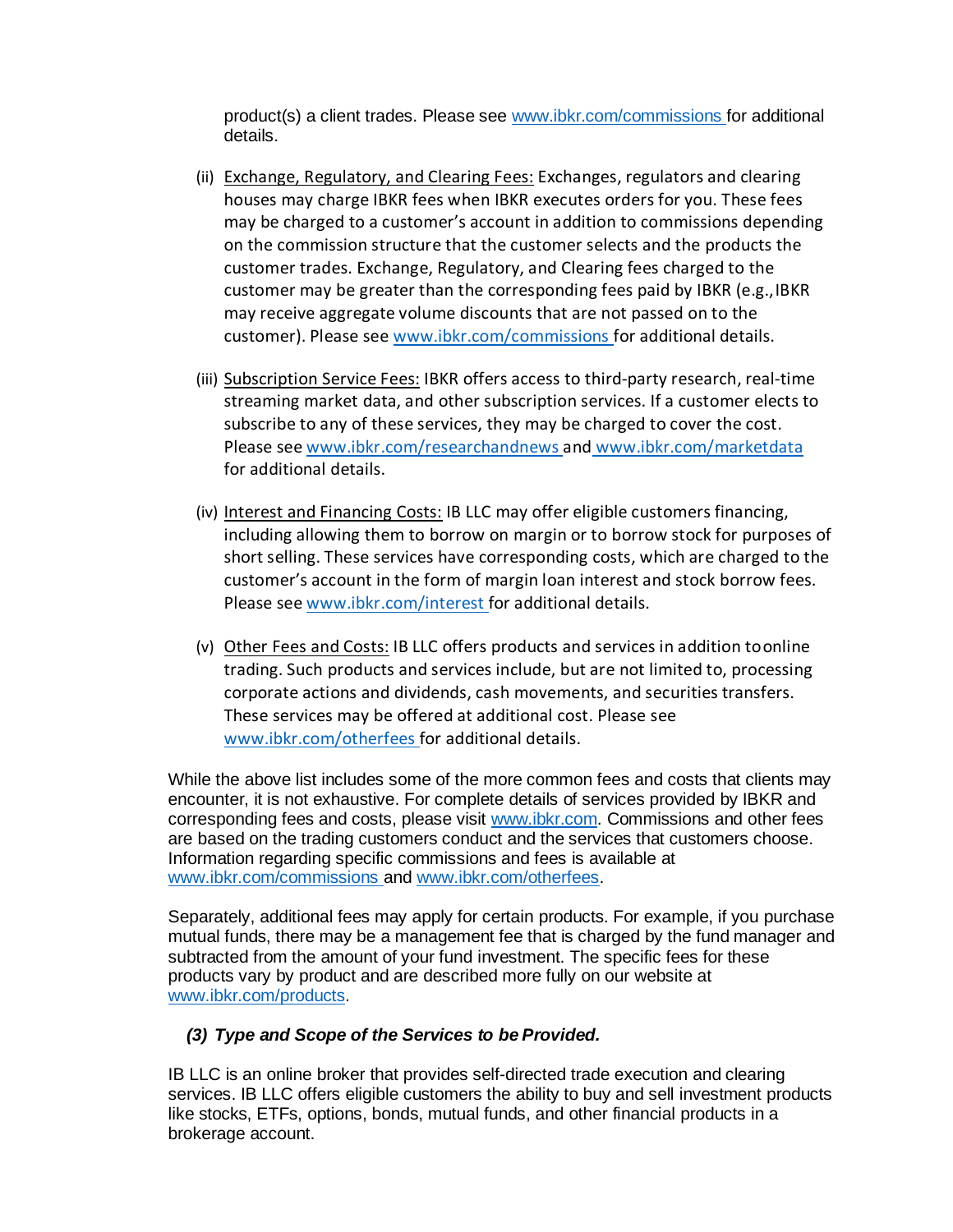product(s) a client trades. Please see www.ibkr.com/commissions for additional details.

(ii) Exchange, Regulatory, and Clearing Fees: Exchanges, regulators and clearing houses may charge IBKR fees when IBKR executes orders for you. These fees may be charged to a customer's account in addition to commissions depending on the commission structure that the customer selects and the products the customer trades. Exchange, Regulatory, and Clearing fees charged to the customer may be greater than the corresponding fees paid by IBKR (e.g., IBKR may receive aggregate volume discounts that are not passed on to the customer). Please see www.ibkr.com/commissions for additional details.

(iii) Subscription Service Fees: IBKR offers access to third-party research, real-time streaming market data, and other subscription services. If a customer elects to subscribe to any of these services, they may be charged to cover the cost. Please see www.ibkr.com/researchandnews and www.ibkr.com/marketdata for additional details.

(iv) Interest and Financing Costs: IB LLC may offer eligible customers financing, including allowing them to borrow on margin or to borrow stock for purposes of short selling. These services have corresponding costs, which are charged to the customer's account in the form of margin loan interest and stock borrow fees. Please see www.ibkr.com/interest for additional details.

(v) Other Fees and Costs: IB LLC offers products and services in addition to online trading. Such products and services include, but are not limited to, processing corporate actions and dividends, cash movements, and securities transfers. These services may be offered at additional cost. Please see www.ibkr.com/otherfees for additional details.

While the above list includes some of the more common fees and costs that clients may encounter, it is not exhaustive. For complete details of services provided by IBKR and corresponding fees and costs, please visit www.ibkr.com. Commissions and other fees are based on the trading customers conduct and the services that customers choose. Information regarding specific commissions and fees is available at www.ibkr.com/commissions and www.ibkr.com/otherfees.

Separately, additional fees may apply for certain products. For example, if you purchase mutual funds, there may be a management fee that is charged by the fund manager and subtracted from the amount of your fund investment. The specific fees for these products vary by product and are described more fully on our website at www.ibkr.com/products.

### *(3) Type and Scope of the Services to be Provided.*

IB LLC is an online broker that provides self-directed trade execution and clearing services. IB LLC offers eligible customers the ability to buy and sell investment products like stocks, ETFs, options, bonds, mutual funds, and other financial products in a brokerage account.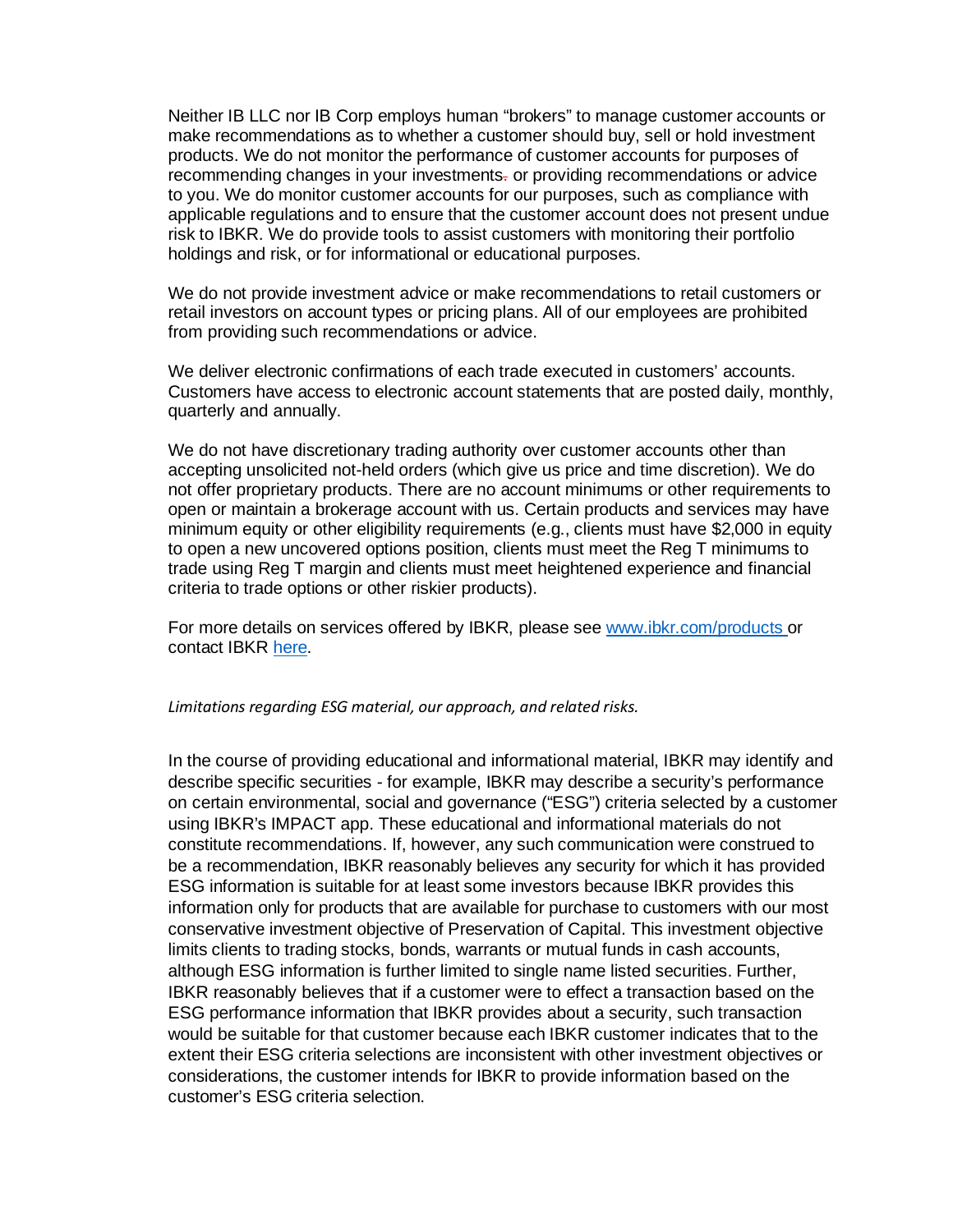Neither IB LLC nor IB Corp employs human "brokers" to manage customer accounts or make recommendations as to whether a customer should buy, sell or hold investment products. We do not monitor the performance of customer accounts for purposes of recommending changes in your investments. or providing recommendations or advice to you. We do monitor customer accounts for our purposes, such as compliance with applicable regulations and to ensure that the customer account does not present undue risk to IBKR. We do provide tools to assist customers with monitoring their portfolio holdings and risk, or for informational or educational purposes.

We do not provide investment advice or make recommendations to retail customers or retail investors on account types or pricing plans. All of our employees are prohibited from providing such recommendations or advice.

We deliver electronic confirmations of each trade executed in customers' accounts. Customers have access to electronic account statements that are posted daily, monthly, quarterly and annually.

We do not have discretionary trading authority over customer accounts other than accepting unsolicited not-held orders (which give us price and time discretion). We do not offer proprietary products. There are no account minimums or other requirements to open or maintain a brokerage account with us. Certain products and services may have minimum equity or other eligibility requirements (e.g., clients must have $2,000 in equity to open a new uncovered options position, clients must meet the Reg T minimums to trade using Reg T margin and clients must meet heightened experience and financial criteria to trade options or other riskier products).

For more details on services offered by IBKR, please see [www.ibkr.com/products](www.ibkr.com/products) or contact IBKR [here](here).

*Limitations regarding ESG material, our approach, and related risks.*

In the course of providing educational and informational material, IBKR may identify and describe specific securities - for example, IBKR may describe a security's performance on certain environmental, social and governance ("ESG") criteria selected by a customer using IBKR's IMPACT app. These educational and informational materials do not constitute recommendations. If, however, any such communication were construed to be a recommendation, IBKR reasonably believes any security for which it has provided ESG information is suitable for at least some investors because IBKR provides this information only for products that are available for purchase to customers with our most conservative investment objective of Preservation of Capital. This investment objective limits clients to trading stocks, bonds, warrants or mutual funds in cash accounts, although ESG information is further limited to single name listed securities. Further, IBKR reasonably believes that if a customer were to effect a transaction based on the ESG performance information that IBKR provides about a security, such transaction would be suitable for that customer because each IBKR customer indicates that to the extent their ESG criteria selections are inconsistent with other investment objectives or considerations, the customer intends for IBKR to provide information based on the customer's ESG criteria selection.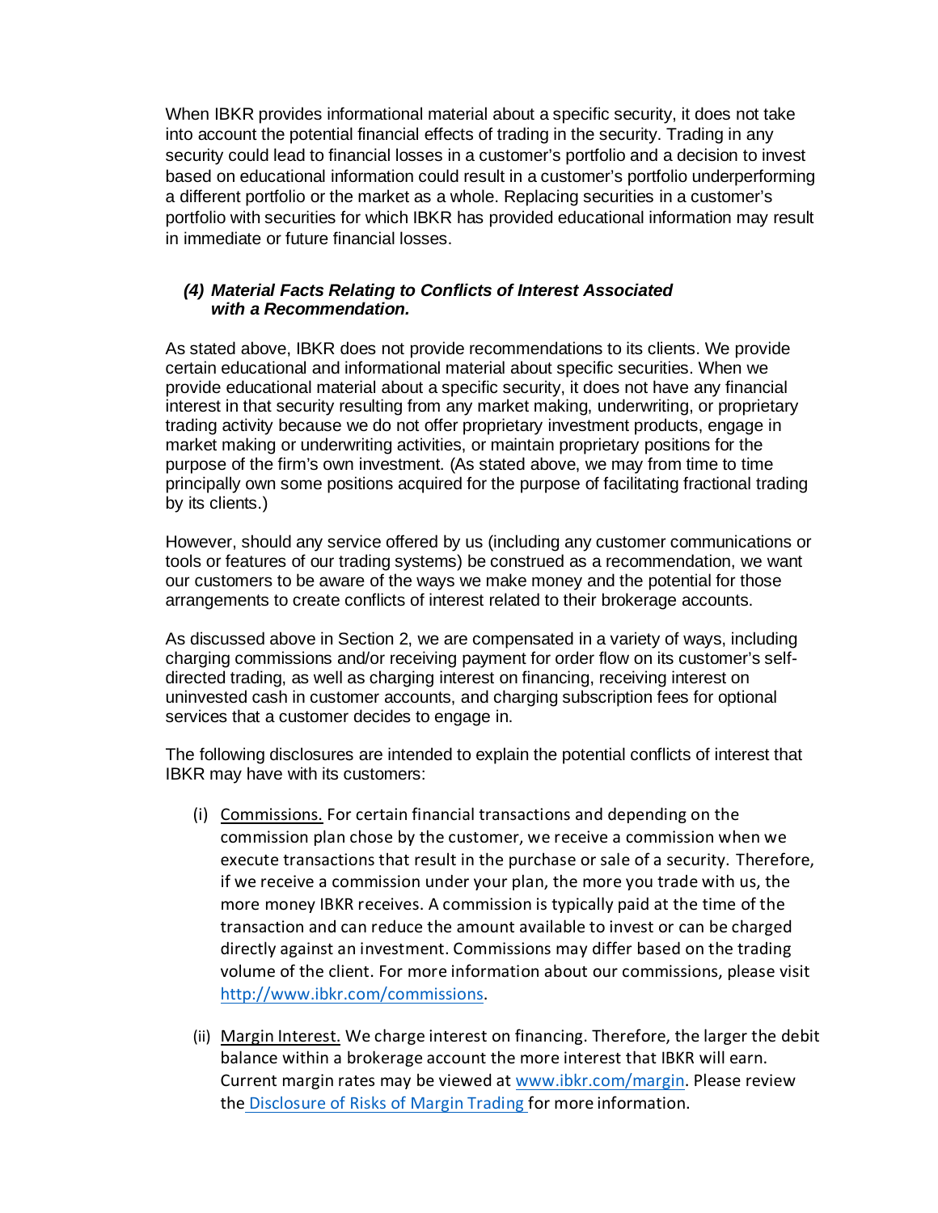When IBKR provides informational material about a specific security, it does not take into account the potential financial effects of trading in the security. Trading in any security could lead to financial losses in a customer's portfolio and a decision to invest based on educational information could result in a customer's portfolio underperforming a different portfolio or the market as a whole. Replacing securities in a customer's portfolio with securities for which IBKR has provided educational information may result in immediate or future financial losses.

### *(4) Material Facts Relating to Conflicts of Interest Associated with a Recommendation.*

As stated above, IBKR does not provide recommendations to its clients. We provide certain educational and informational material about specific securities. When we provide educational material about a specific security, it does not have any financial interest in that security resulting from any market making, underwriting, or proprietary trading activity because we do not offer proprietary investment products, engage in market making or underwriting activities, or maintain proprietary positions for the purpose of the firm's own investment. (As stated above, we may from time to time principally own some positions acquired for the purpose of facilitating fractional trading by its clients.)

However, should any service offered by us (including any customer communications or tools or features of our trading systems) be construed as a recommendation, we want our customers to be aware of the ways we make money and the potential for those arrangements to create conflicts of interest related to their brokerage accounts.

As discussed above in Section 2, we are compensated in a variety of ways, including charging commissions and/or receiving payment for order flow on its customer's self-directed trading, as well as charging interest on financing, receiving interest on uninvested cash in customer accounts, and charging subscription fees for optional services that a customer decides to engage in.

The following disclosures are intended to explain the potential conflicts of interest that IBKR may have with its customers:

(i) <u>Commissions.</u> For certain financial transactions and depending on the commission plan chose by the customer, we receive a commission when we execute transactions that result in the purchase or sale of a security. Therefore, if we receive a commission under your plan, the more you trade with us, the more money IBKR receives. A commission is typically paid at the time of the transaction and can reduce the amount available to invest or can be charged directly against an investment. Commissions may differ based on the trading volume of the client. For more information about our commissions, please visit [http://www.ibkr.com/commissions](http://www.ibkr.com/commissions).

(ii) <u>Margin Interest.</u> We charge interest on financing. Therefore, the larger the debit balance within a brokerage account the more interest that IBKR will earn. Current margin rates may be viewed at [www.ibkr.com/margin](http://www.ibkr.com/margin). Please review the Disclosure of Risks of Margin Trading for more information.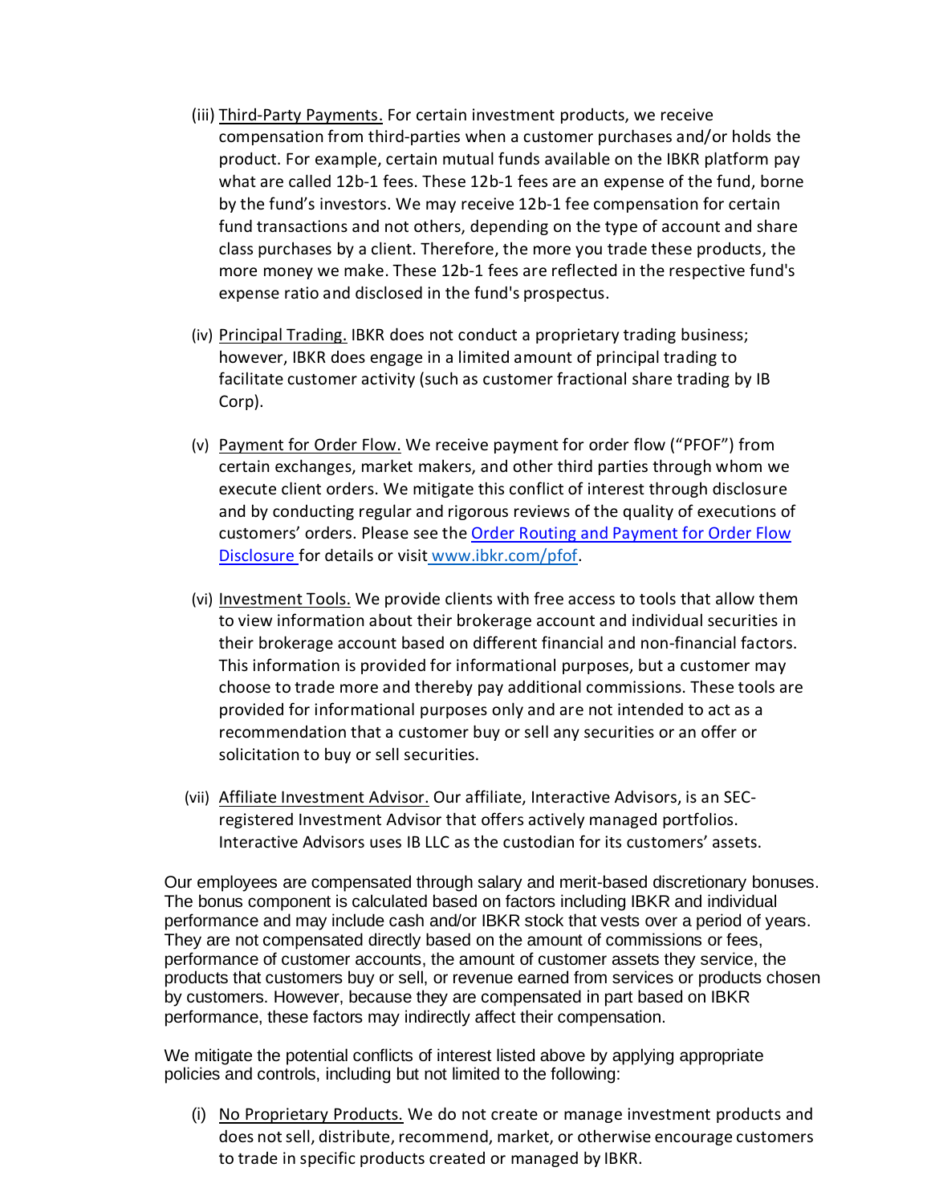(iii) Third-Party Payments. For certain investment products, we receive compensation from third-parties when a customer purchases and/or holds the product. For example, certain mutual funds available on the IBKR platform pay what are called 12b-1 fees. These 12b-1 fees are an expense of the fund, borne by the fund's investors. We may receive 12b-1 fee compensation for certain fund transactions and not others, depending on the type of account and share class purchases by a client. Therefore, the more you trade these products, the more money we make. These 12b-1 fees are reflected in the respective fund's expense ratio and disclosed in the fund's prospectus.

(iv) Principal Trading. IBKR does not conduct a proprietary trading business; however, IBKR does engage in a limited amount of principal trading to facilitate customer activity (such as customer fractional share trading by IB Corp).

(v) Payment for Order Flow. We receive payment for order flow ("PFOF") from certain exchanges, market makers, and other third parties through whom we execute client orders. We mitigate this conflict of interest through disclosure and by conducting regular and rigorous reviews of the quality of executions of customers' orders. Please see the [Order Routing and Payment for Order Flow Disclosure](www.ibkr.com/pfof) for details or visit [www.ibkr.com/pfof](www.ibkr.com/pfof).

(vi) Investment Tools. We provide clients with free access to tools that allow them to view information about their brokerage account and individual securities in their brokerage account based on different financial and non-financial factors. This information is provided for informational purposes, but a customer may choose to trade more and thereby pay additional commissions. These tools are provided for informational purposes only and are not intended to act as a recommendation that a customer buy or sell any securities or an offer or solicitation to buy or sell securities.

(vii) Affiliate Investment Advisor. Our affiliate, Interactive Advisors, is an SEC-registered Investment Advisor that offers actively managed portfolios. Interactive Advisors uses IB LLC as the custodian for its customers' assets.

Our employees are compensated through salary and merit-based discretionary bonuses. The bonus component is calculated based on factors including IBKR and individual performance and may include cash and/or IBKR stock that vests over a period of years. They are not compensated directly based on the amount of commissions or fees, performance of customer accounts, the amount of customer assets they service, the products that customers buy or sell, or revenue earned from services or products chosen by customers. However, because they are compensated in part based on IBKR performance, these factors may indirectly affect their compensation.

We mitigate the potential conflicts of interest listed above by applying appropriate policies and controls, including but not limited to the following:

(i) No Proprietary Products. We do not create or manage investment products and does not sell, distribute, recommend, market, or otherwise encourage customers to trade in specific products created or managed by IBKR.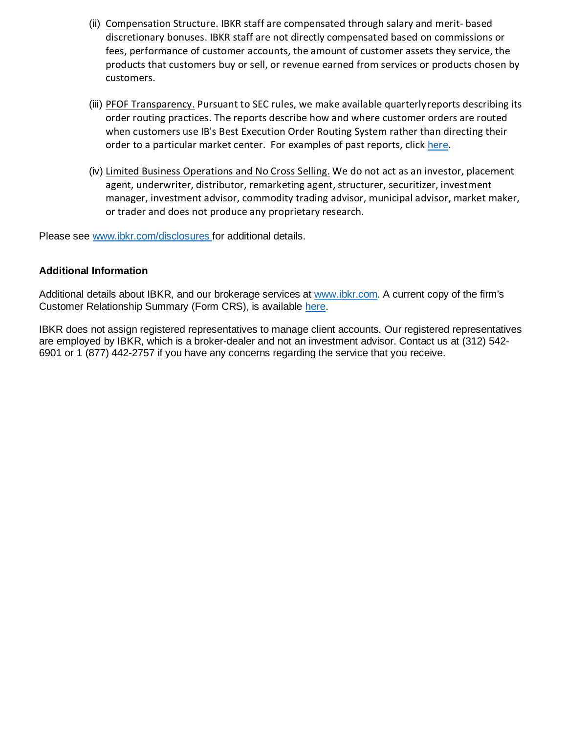(ii) Compensation Structure. IBKR staff are compensated through salary and merit- based discretionary bonuses. IBKR staff are not directly compensated based on commissions or fees, performance of customer accounts, the amount of customer assets they service, the products that customers buy or sell, or revenue earned from services or products chosen by customers.

(iii) PFOF Transparency. Pursuant to SEC rules, we make available quarterly reports describing its order routing practices. The reports describe how and where customer orders are routed when customers use IB's Best Execution Order Routing System rather than directing their order to a particular market center. For examples of past reports, click here.

(iv) Limited Business Operations and No Cross Selling. We do not act as an investor, placement agent, underwriter, distributor, remarketing agent, structurer, securitizer, investment manager, investment advisor, commodity trading advisor, municipal advisor, market maker, or trader and does not produce any proprietary research.

Please see www.ibkr.com/disclosures for additional details.

### Additional Information

Additional details about IBKR, and our brokerage services at www.ibkr.com. A current copy of the firm's Customer Relationship Summary (Form CRS), is available here.

IBKR does not assign registered representatives to manage client accounts. Our registered representatives are employed by IBKR, which is a broker-dealer and not an investment advisor. Contact us at (312) 542-6901 or 1 (877) 442-2757 if you have any concerns regarding the service that you receive.